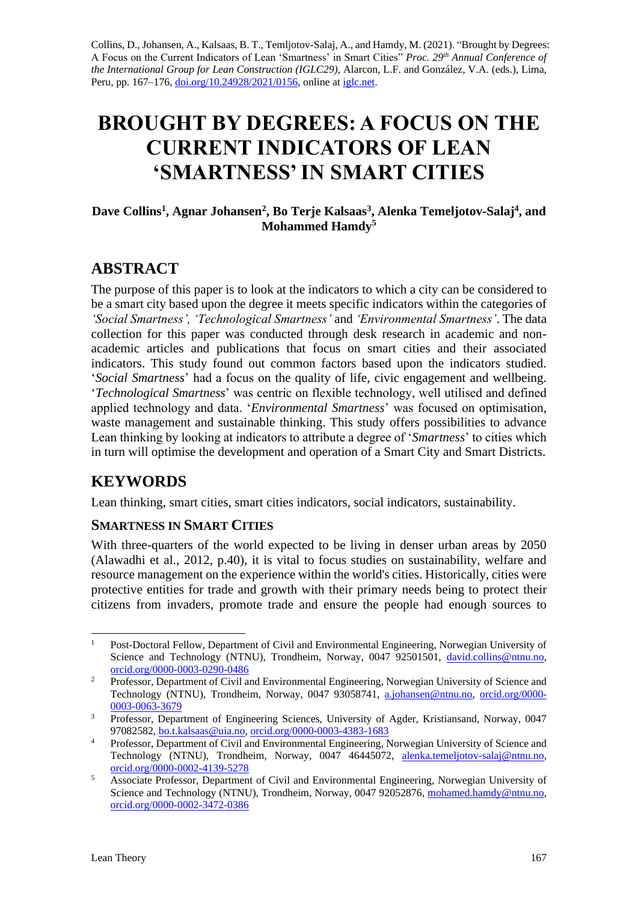Collins, D., Johansen, A., Kalsaas, B. T., Temljotov-Salaj, A., and Hamdy, M. (2021). "Brought by Degrees: A Focus on the Current Indicators of Lean 'Smartness' in Smart Cities" *Proc. 29th Annual Conference of the International Group for Lean Construction (IGLC29),* Alarcon, L.F. and González, V.A. (eds.), Lima, Peru, pp. 167–176, doi.org/10.24928/2021/0156, online at iglc.net.

# BROUGHT BY DEGREES: A FOCUS ON THE CURRENT INDICATORS OF LEAN 'SMARTNESS' IN SMART CITIES

**Dave Collins[1], Agnar Johansen[2], Bo Terje Kalsaas[3], Alenka Temeljotov-Salaj[4], and Mohammed Hamdy[5]**

## ABSTRACT

The purpose of this paper is to look at the indicators to which a city can be considered to be a smart city based upon the degree it meets specific indicators within the categories of *'Social Smartness', 'Technological Smartness'* and *'Environmental Smartness'*. The data collection for this paper was conducted through desk research in academic and non-academic articles and publications that focus on smart cities and their associated indicators. This study found out common factors based upon the indicators studied. '*Social Smartness*' had a focus on the quality of life, civic engagement and wellbeing. '*Technological Smartness*' was centric on flexible technology, well utilised and defined applied technology and data. '*Environmental Smartness*' was focused on optimisation, waste management and sustainable thinking. This study offers possibilities to advance Lean thinking by looking at indicators to attribute a degree of '*Smartness*' to cities which in turn will optimise the development and operation of a Smart City and Smart Districts.

## KEYWORDS

Lean thinking, smart cities, smart cities indicators, social indicators, sustainability.

### SMARTNESS IN SMART CITIES

With three-quarters of the world expected to be living in denser urban areas by 2050 (Alawadhi et al., 2012, p.40), it is vital to focus studies on sustainability, welfare and resource management on the experience within the world's cities. Historically, cities were protective entities for trade and growth with their primary needs being to protect their citizens from invaders, promote trade and ensure the people had enough sources to

---

[1] Post-Doctoral Fellow, Department of Civil and Environmental Engineering, Norwegian University of Science and Technology (NTNU), Trondheim, Norway, 0047 92501501, david.collins@ntnu.no, orcid.org/0000-0003-0290-0486

[2] Professor, Department of Civil and Environmental Engineering, Norwegian University of Science and Technology (NTNU), Trondheim, Norway, 0047 93058741, a.johansen@ntnu.no, orcid.org/0000-0003-0063-3679

[3] Professor, Department of Engineering Sciences, University of Agder, Kristiansand, Norway, 0047 97082582, bo.t.kalsaas@uia.no, orcid.org/0000-0003-4383-1683

[4] Professor, Department of Civil and Environmental Engineering, Norwegian University of Science and Technology (NTNU), Trondheim, Norway, 0047 46445072, alenka.temeljotov-salaj@ntnu.no, orcid.org/0000-0002-4139-5278

[5] Associate Professor, Department of Civil and Environmental Engineering, Norwegian University of Science and Technology (NTNU), Trondheim, Norway, 0047 92052876, mohamed.hamdy@ntnu.no, orcid.org/0000-0002-3472-0386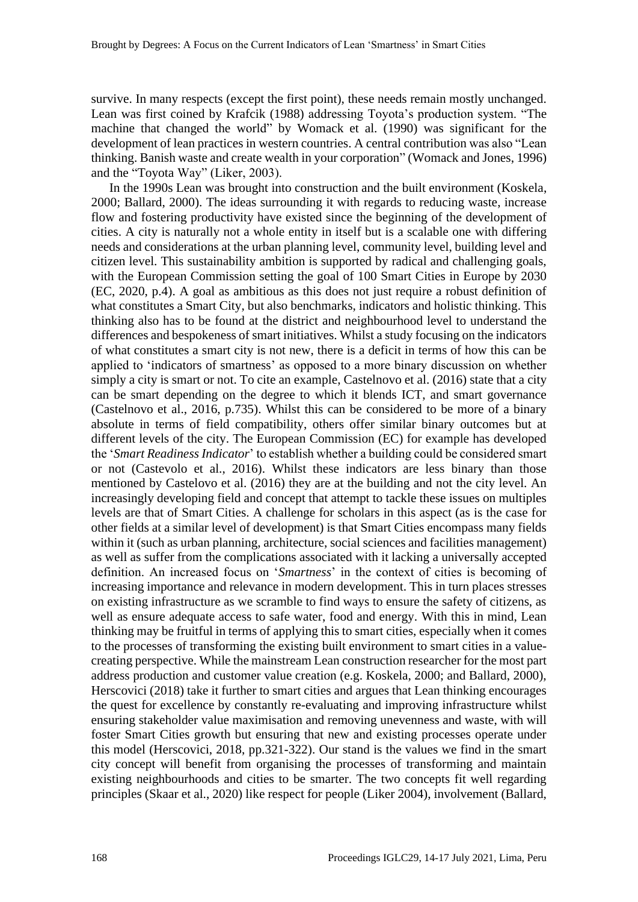survive. In many respects (except the first point), these needs remain mostly unchanged. Lean was first coined by Krafcik (1988) addressing Toyota's production system. "The machine that changed the world" by Womack et al. (1990) was significant for the development of lean practices in western countries. A central contribution was also "Lean thinking. Banish waste and create wealth in your corporation" (Womack and Jones, 1996) and the "Toyota Way" (Liker, 2003).

In the 1990s Lean was brought into construction and the built environment (Koskela, 2000; Ballard, 2000). The ideas surrounding it with regards to reducing waste, increase flow and fostering productivity have existed since the beginning of the development of cities. A city is naturally not a whole entity in itself but is a scalable one with differing needs and considerations at the urban planning level, community level, building level and citizen level. This sustainability ambition is supported by radical and challenging goals, with the European Commission setting the goal of 100 Smart Cities in Europe by 2030 (EC, 2020, p.4). A goal as ambitious as this does not just require a robust definition of what constitutes a Smart City, but also benchmarks, indicators and holistic thinking. This thinking also has to be found at the district and neighbourhood level to understand the differences and bespokeness of smart initiatives. Whilst a study focusing on the indicators of what constitutes a smart city is not new, there is a deficit in terms of how this can be applied to 'indicators of smartness' as opposed to a more binary discussion on whether simply a city is smart or not. To cite an example, Castelnovo et al. (2016) state that a city can be smart depending on the degree to which it blends ICT, and smart governance (Castelnovo et al., 2016, p.735). Whilst this can be considered to be more of a binary absolute in terms of field compatibility, others offer similar binary outcomes but at different levels of the city. The European Commission (EC) for example has developed the '*Smart Readiness Indicator*' to establish whether a building could be considered smart or not (Castevolo et al., 2016). Whilst these indicators are less binary than those mentioned by Castelovo et al. (2016) they are at the building and not the city level. An increasingly developing field and concept that attempt to tackle these issues on multiples levels are that of Smart Cities. A challenge for scholars in this aspect (as is the case for other fields at a similar level of development) is that Smart Cities encompass many fields within it (such as urban planning, architecture, social sciences and facilities management) as well as suffer from the complications associated with it lacking a universally accepted definition. An increased focus on '*Smartness*' in the context of cities is becoming of increasing importance and relevance in modern development. This in turn places stresses on existing infrastructure as we scramble to find ways to ensure the safety of citizens, as well as ensure adequate access to safe water, food and energy. With this in mind, Lean thinking may be fruitful in terms of applying this to smart cities, especially when it comes to the processes of transforming the existing built environment to smart cities in a value-creating perspective. While the mainstream Lean construction researcher for the most part address production and customer value creation (e.g. Koskela, 2000; and Ballard, 2000), Herscovici (2018) take it further to smart cities and argues that Lean thinking encourages the quest for excellence by constantly re-evaluating and improving infrastructure whilst ensuring stakeholder value maximisation and removing unevenness and waste, with will foster Smart Cities growth but ensuring that new and existing processes operate under this model (Herscovici, 2018, pp.321-322). Our stand is the values we find in the smart city concept will benefit from organising the processes of transforming and maintain existing neighbourhoods and cities to be smarter. The two concepts fit well regarding principles (Skaar et al., 2020) like respect for people (Liker 2004), involvement (Ballard,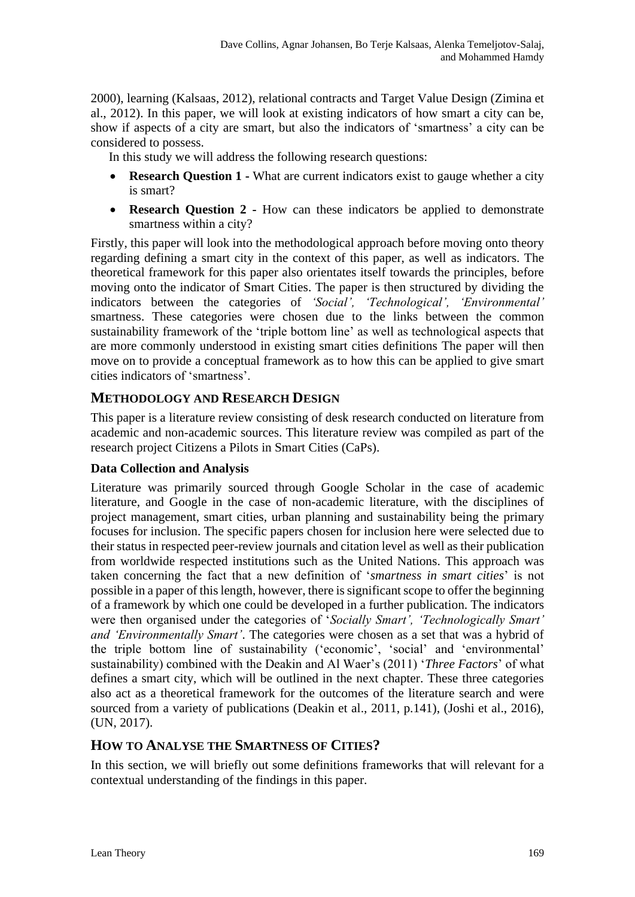2000), learning (Kalsaas, 2012), relational contracts and Target Value Design (Zimina et al., 2012). In this paper, we will look at existing indicators of how smart a city can be, show if aspects of a city are smart, but also the indicators of 'smartness' a city can be considered to possess.

In this study we will address the following research questions:

- **Research Question 1 -** What are current indicators exist to gauge whether a city is smart?
- **Research Question 2 -** How can these indicators be applied to demonstrate smartness within a city?

Firstly, this paper will look into the methodological approach before moving onto theory regarding defining a smart city in the context of this paper, as well as indicators. The theoretical framework for this paper also orientates itself towards the principles, before moving onto the indicator of Smart Cities. The paper is then structured by dividing the indicators between the categories of *'Social', 'Technological', 'Environmental'* smartness. These categories were chosen due to the links between the common sustainability framework of the 'triple bottom line' as well as technological aspects that are more commonly understood in existing smart cities definitions The paper will then move on to provide a conceptual framework as to how this can be applied to give smart cities indicators of 'smartness'.

## METHODOLOGY AND RESEARCH DESIGN

This paper is a literature review consisting of desk research conducted on literature from academic and non-academic sources. This literature review was compiled as part of the research project Citizens a Pilots in Smart Cities (CaPs).

### Data Collection and Analysis

Literature was primarily sourced through Google Scholar in the case of academic literature, and Google in the case of non-academic literature, with the disciplines of project management, smart cities, urban planning and sustainability being the primary focuses for inclusion. The specific papers chosen for inclusion here were selected due to their status in respected peer-review journals and citation level as well as their publication from worldwide respected institutions such as the United Nations. This approach was taken concerning the fact that a new definition of '*smartness in smart cities*' is not possible in a paper of this length, however, there is significant scope to offer the beginning of a framework by which one could be developed in a further publication. The indicators were then organised under the categories of '*Socially Smart', 'Technologically Smart' and 'Environmentally Smart'*. The categories were chosen as a set that was a hybrid of the triple bottom line of sustainability ('economic', 'social' and 'environmental' sustainability) combined with the Deakin and Al Waer's (2011) '*Three Factors*' of what defines a smart city, which will be outlined in the next chapter. These three categories also act as a theoretical framework for the outcomes of the literature search and were sourced from a variety of publications (Deakin et al., 2011, p.141), (Joshi et al., 2016), (UN, 2017).

## HOW TO ANALYSE THE SMARTNESS OF CITIES?

In this section, we will briefly out some definitions frameworks that will relevant for a contextual understanding of the findings in this paper.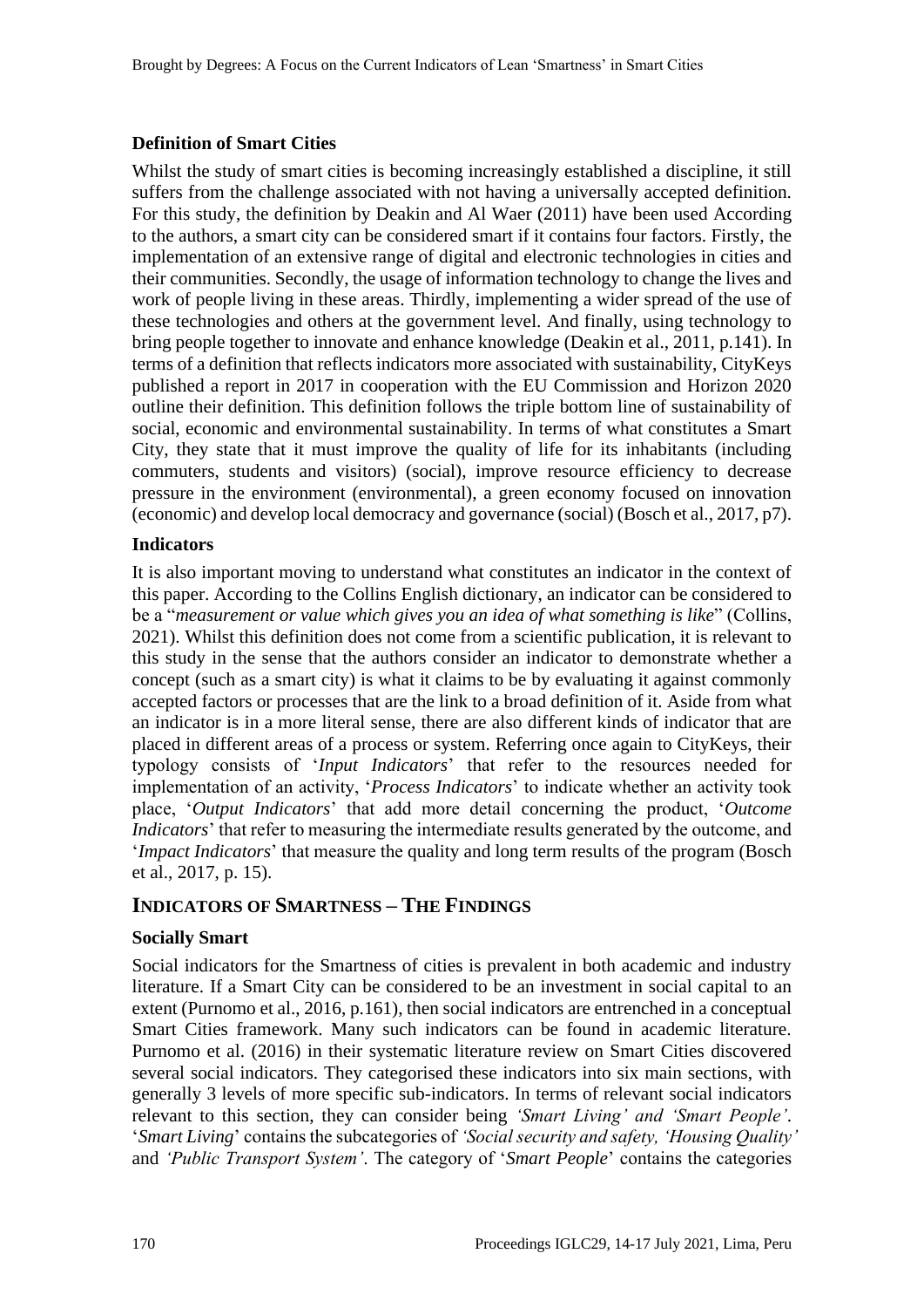### Definition of Smart Cities

Whilst the study of smart cities is becoming increasingly established a discipline, it still suffers from the challenge associated with not having a universally accepted definition. For this study, the definition by Deakin and Al Waer (2011) have been used According to the authors, a smart city can be considered smart if it contains four factors. Firstly, the implementation of an extensive range of digital and electronic technologies in cities and their communities. Secondly, the usage of information technology to change the lives and work of people living in these areas. Thirdly, implementing a wider spread of the use of these technologies and others at the government level. And finally, using technology to bring people together to innovate and enhance knowledge (Deakin et al., 2011, p.141). In terms of a definition that reflects indicators more associated with sustainability, CityKeys published a report in 2017 in cooperation with the EU Commission and Horizon 2020 outline their definition. This definition follows the triple bottom line of sustainability of social, economic and environmental sustainability. In terms of what constitutes a Smart City, they state that it must improve the quality of life for its inhabitants (including commuters, students and visitors) (social), improve resource efficiency to decrease pressure in the environment (environmental), a green economy focused on innovation (economic) and develop local democracy and governance (social) (Bosch et al., 2017, p7).

### Indicators

It is also important moving to understand what constitutes an indicator in the context of this paper. According to the Collins English dictionary, an indicator can be considered to be a "*measurement or value which gives you an idea of what something is like*" (Collins, 2021). Whilst this definition does not come from a scientific publication, it is relevant to this study in the sense that the authors consider an indicator to demonstrate whether a concept (such as a smart city) is what it claims to be by evaluating it against commonly accepted factors or processes that are the link to a broad definition of it. Aside from what an indicator is in a more literal sense, there are also different kinds of indicator that are placed in different areas of a process or system. Referring once again to CityKeys, their typology consists of '*Input Indicators*' that refer to the resources needed for implementation of an activity, '*Process Indicators*' to indicate whether an activity took place, '*Output Indicators*' that add more detail concerning the product, '*Outcome Indicators*' that refer to measuring the intermediate results generated by the outcome, and '*Impact Indicators*' that measure the quality and long term results of the program (Bosch et al., 2017, p. 15).

## INDICATORS OF SMARTNESS – THE FINDINGS

### Socially Smart

Social indicators for the Smartness of cities is prevalent in both academic and industry literature. If a Smart City can be considered to be an investment in social capital to an extent (Purnomo et al., 2016, p.161), then social indicators are entrenched in a conceptual Smart Cities framework. Many such indicators can be found in academic literature. Purnomo et al. (2016) in their systematic literature review on Smart Cities discovered several social indicators. They categorised these indicators into six main sections, with generally 3 levels of more specific sub-indicators. In terms of relevant social indicators relevant to this section, they can consider being *'Smart Living' and 'Smart People'*. '*Smart Living*' contains the subcategories of *'Social security and safety, 'Housing Quality'* and *'Public Transport System'*. The category of '*Smart People*' contains the categories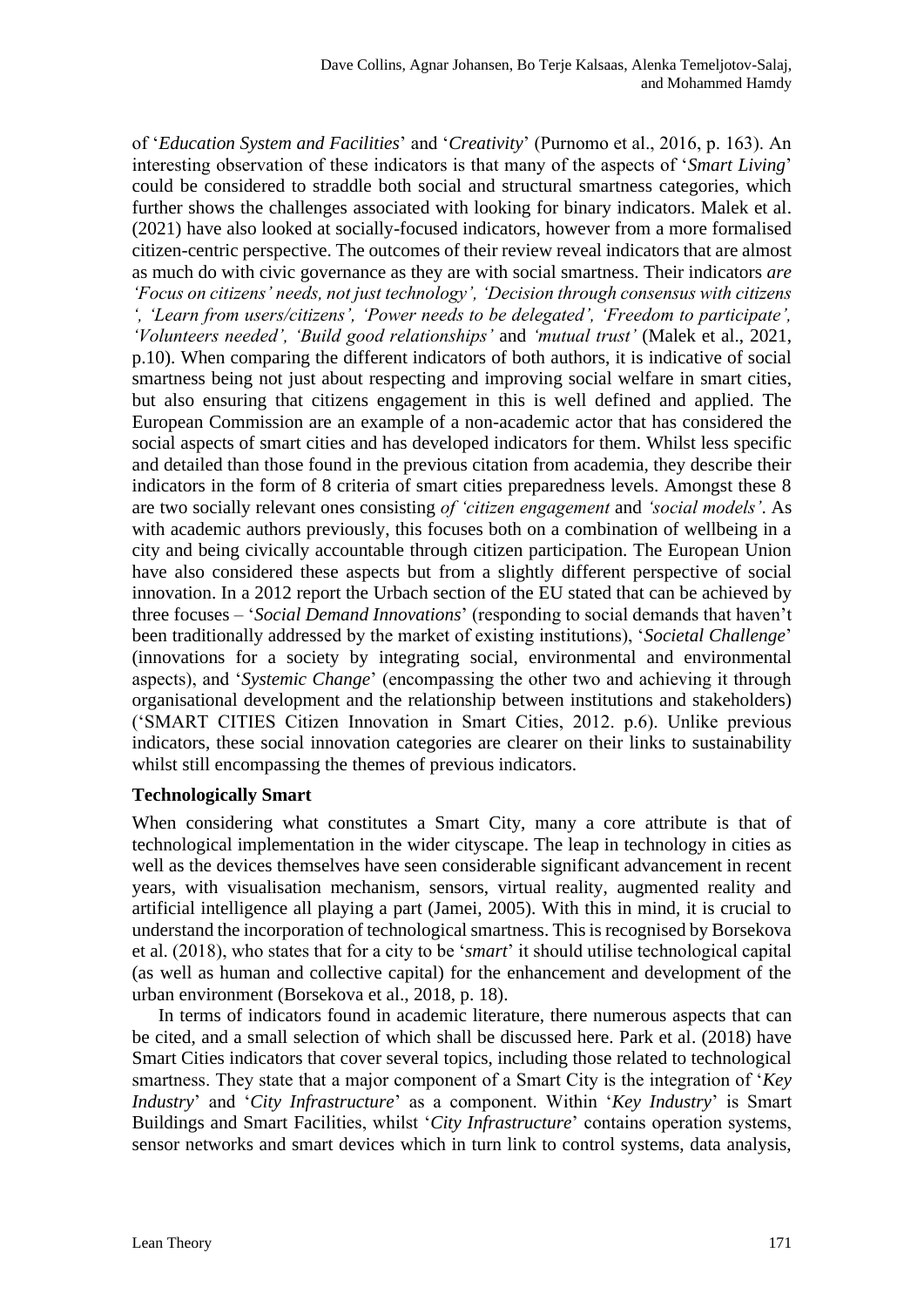of '*Education System and Facilities*' and '*Creativity*' (Purnomo et al., 2016, p. 163). An interesting observation of these indicators is that many of the aspects of '*Smart Living*' could be considered to straddle both social and structural smartness categories, which further shows the challenges associated with looking for binary indicators. Malek et al. (2021) have also looked at socially-focused indicators, however from a more formalised citizen-centric perspective. The outcomes of their review reveal indicators that are almost as much do with civic governance as they are with social smartness. Their indicators *are 'Focus on citizens' needs, not just technology', 'Decision through consensus with citizens ', 'Learn from users/citizens', 'Power needs to be delegated', 'Freedom to participate', 'Volunteers needed', 'Build good relationships'* and *'mutual trust'* (Malek et al., 2021, p.10). When comparing the different indicators of both authors, it is indicative of social smartness being not just about respecting and improving social welfare in smart cities, but also ensuring that citizens engagement in this is well defined and applied. The European Commission are an example of a non-academic actor that has considered the social aspects of smart cities and has developed indicators for them. Whilst less specific and detailed than those found in the previous citation from academia, they describe their indicators in the form of 8 criteria of smart cities preparedness levels. Amongst these 8 are two socially relevant ones consisting *of 'citizen engagement* and *'social models'*. As with academic authors previously, this focuses both on a combination of wellbeing in a city and being civically accountable through citizen participation. The European Union have also considered these aspects but from a slightly different perspective of social innovation. In a 2012 report the Urbach section of the EU stated that can be achieved by three focuses – '*Social Demand Innovations*' (responding to social demands that haven't been traditionally addressed by the market of existing institutions), '*Societal Challenge*' (innovations for a society by integrating social, environmental and environmental aspects), and '*Systemic Change*' (encompassing the other two and achieving it through organisational development and the relationship between institutions and stakeholders) ('SMART CITIES Citizen Innovation in Smart Cities, 2012. p.6). Unlike previous indicators, these social innovation categories are clearer on their links to sustainability whilst still encompassing the themes of previous indicators.

**Technologically Smart**

When considering what constitutes a Smart City, many a core attribute is that of technological implementation in the wider cityscape. The leap in technology in cities as well as the devices themselves have seen considerable significant advancement in recent years, with visualisation mechanism, sensors, virtual reality, augmented reality and artificial intelligence all playing a part (Jamei, 2005). With this in mind, it is crucial to understand the incorporation of technological smartness. This is recognised by Borsekova et al. (2018), who states that for a city to be '*smart*' it should utilise technological capital (as well as human and collective capital) for the enhancement and development of the urban environment (Borsekova et al., 2018, p. 18).

In terms of indicators found in academic literature, there numerous aspects that can be cited, and a small selection of which shall be discussed here. Park et al. (2018) have Smart Cities indicators that cover several topics, including those related to technological smartness. They state that a major component of a Smart City is the integration of '*Key Industry*' and '*City Infrastructure*' as a component. Within '*Key Industry*' is Smart Buildings and Smart Facilities, whilst '*City Infrastructure*' contains operation systems, sensor networks and smart devices which in turn link to control systems, data analysis,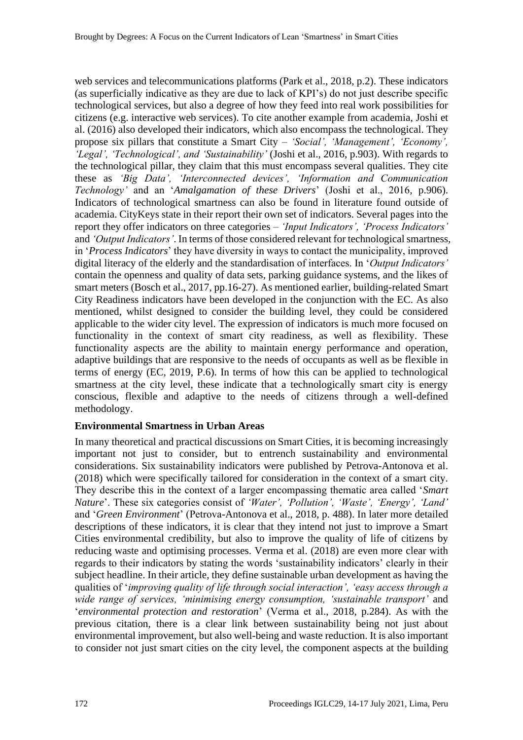web services and telecommunications platforms (Park et al., 2018, p.2). These indicators (as superficially indicative as they are due to lack of KPI's) do not just describe specific technological services, but also a degree of how they feed into real work possibilities for citizens (e.g. interactive web services). To cite another example from academia, Joshi et al. (2016) also developed their indicators, which also encompass the technological. They propose six pillars that constitute a Smart City – *'Social', 'Management', 'Economy', 'Legal', 'Technological', and 'Sustainability'* (Joshi et al., 2016, p.903). With regards to the technological pillar, they claim that this must encompass several qualities. They cite these as *'Big Data', 'Interconnected devices', 'Information and Communication Technology'* and an '*Amalgamation of these Drivers*' (Joshi et al., 2016, p.906). Indicators of technological smartness can also be found in literature found outside of academia. CityKeys state in their report their own set of indicators. Several pages into the report they offer indicators on three categories – *'Input Indicators', 'Process Indicators'* and *'Output Indicators'*. In terms of those considered relevant for technological smartness, in '*Process Indicators*' they have diversity in ways to contact the municipality, improved digital literacy of the elderly and the standardisation of interfaces. In '*Output Indicators'* contain the openness and quality of data sets, parking guidance systems, and the likes of smart meters (Bosch et al., 2017, pp.16-27). As mentioned earlier, building-related Smart City Readiness indicators have been developed in the conjunction with the EC. As also mentioned, whilst designed to consider the building level, they could be considered applicable to the wider city level. The expression of indicators is much more focused on functionality in the context of smart city readiness, as well as flexibility. These functionality aspects are the ability to maintain energy performance and operation, adaptive buildings that are responsive to the needs of occupants as well as be flexible in terms of energy (EC, 2019, P.6). In terms of how this can be applied to technological smartness at the city level, these indicate that a technologically smart city is energy conscious, flexible and adaptive to the needs of citizens through a well-defined methodology.

**Environmental Smartness in Urban Areas**

In many theoretical and practical discussions on Smart Cities, it is becoming increasingly important not just to consider, but to entrench sustainability and environmental considerations. Six sustainability indicators were published by Petrova-Antonova et al. (2018) which were specifically tailored for consideration in the context of a smart city. They describe this in the context of a larger encompassing thematic area called '*Smart Nature*'. These six categories consist of *'Water', 'Pollution', 'Waste', 'Energy', 'Land'* and '*Green Environment*' (Petrova-Antonova et al., 2018, p. 488). In later more detailed descriptions of these indicators, it is clear that they intend not just to improve a Smart Cities environmental credibility, but also to improve the quality of life of citizens by reducing waste and optimising processes. Verma et al. (2018) are even more clear with regards to their indicators by stating the words 'sustainability indicators' clearly in their subject headline. In their article, they define sustainable urban development as having the qualities of '*improving quality of life through social interaction', 'easy access through a wide range of services, 'minimising energy consumption, 'sustainable transport'* and '*environmental protection and restoration*' (Verma et al., 2018, p.284). As with the previous citation, there is a clear link between sustainability being not just about environmental improvement, but also well-being and waste reduction. It is also important to consider not just smart cities on the city level, the component aspects at the building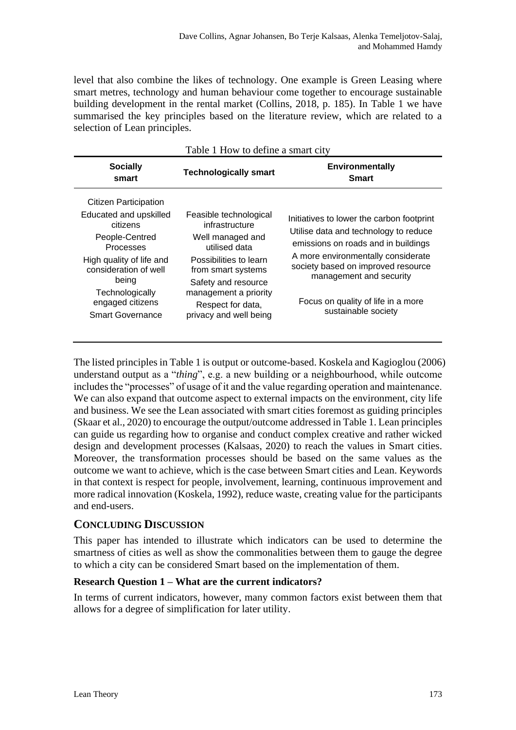level that also combine the likes of technology. One example is Green Leasing where smart metres, technology and human behaviour come together to encourage sustainable building development in the rental market (Collins, 2018, p. 185). In Table 1 we have summarised the key principles based on the literature review, which are related to a selection of Lean principles.

Table 1 How to define a smart city

| Socially smart | Technologically smart | Environmentally Smart |
|---|---|---|
| Citizen Participation<br>Educated and upskilled citizens<br>People-Centred Processes<br>High quality of life and consideration of well being<br>Technologically engaged citizens<br>Smart Governance | Feasible technological infrastructure<br>Well managed and utilised data<br>Possibilities to learn from smart systems<br>Safety and resource management a priority<br>Respect for data, privacy and well being | Initiatives to lower the carbon footprint<br>Utilise data and technology to reduce emissions on roads and in buildings<br>A more environmentally considerate society based on improved resource management and security<br>Focus on quality of life in a more sustainable society |

The listed principles in Table 1 is output or outcome-based. Koskela and Kagioglou (2006) understand output as a "*thing*", e.g. a new building or a neighbourhood, while outcome includes the "processes" of usage of it and the value regarding operation and maintenance. We can also expand that outcome aspect to external impacts on the environment, city life and business. We see the Lean associated with smart cities foremost as guiding principles (Skaar et al., 2020) to encourage the output/outcome addressed in Table 1. Lean principles can guide us regarding how to organise and conduct complex creative and rather wicked design and development processes (Kalsaas, 2020) to reach the values in Smart cities. Moreover, the transformation processes should be based on the same values as the outcome we want to achieve, which is the case between Smart cities and Lean. Keywords in that context is respect for people, involvement, learning, continuous improvement and more radical innovation (Koskela, 1992), reduce waste, creating value for the participants and end-users.

## CONCLUDING DISCUSSION

This paper has intended to illustrate which indicators can be used to determine the smartness of cities as well as show the commonalities between them to gauge the degree to which a city can be considered Smart based on the implementation of them.

### Research Question 1 – What are the current indicators?

In terms of current indicators, however, many common factors exist between them that allows for a degree of simplification for later utility.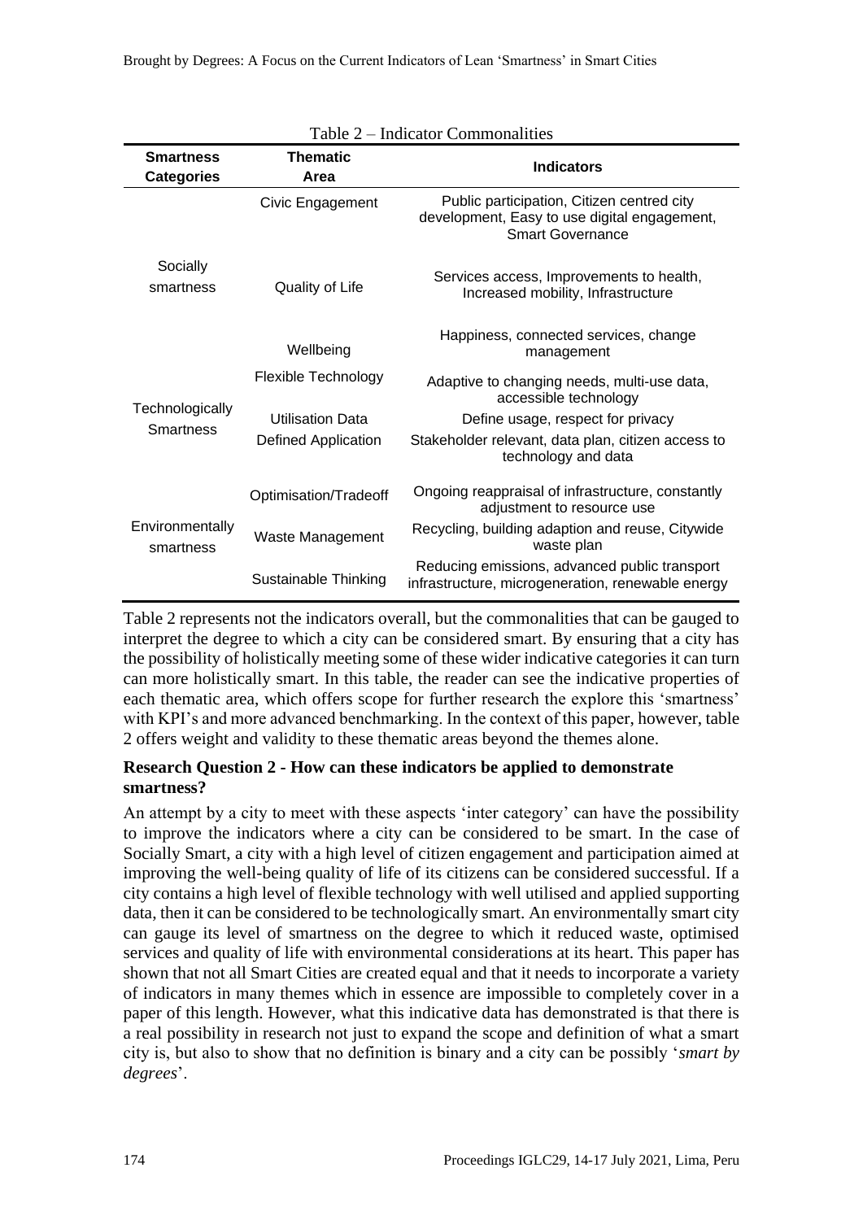Table 2 – Indicator Commonalities

| Smartness Categories | Thematic Area | Indicators |
|---|---|---|
| Socially smartness | Civic Engagement | Public participation, Citizen centred city development, Easy to use digital engagement, Smart Governance |
| | Quality of Life | Services access, Improvements to health, Increased mobility, Infrastructure |
| | Wellbeing | Happiness, connected services, change management |
| Technologically Smartness | Flexible Technology | Adaptive to changing needs, multi-use data, accessible technology |
| | Utilisation Data | Define usage, respect for privacy |
| | Defined Application | Stakeholder relevant, data plan, citizen access to technology and data |
| Environmentally smartness | Optimisation/Tradeoff | Ongoing reappraisal of infrastructure, constantly adjustment to resource use |
| | Waste Management | Recycling, building adaption and reuse, Citywide waste plan |
| | Sustainable Thinking | Reducing emissions, advanced public transport infrastructure, microgeneration, renewable energy |

Table 2 represents not the indicators overall, but the commonalities that can be gauged to interpret the degree to which a city can be considered smart. By ensuring that a city has the possibility of holistically meeting some of these wider indicative categories it can turn can more holistically smart. In this table, the reader can see the indicative properties of each thematic area, which offers scope for further research the explore this 'smartness' with KPI's and more advanced benchmarking. In the context of this paper, however, table 2 offers weight and validity to these thematic areas beyond the themes alone.

**Research Question 2 - How can these indicators be applied to demonstrate smartness?**

An attempt by a city to meet with these aspects 'inter category' can have the possibility to improve the indicators where a city can be considered to be smart. In the case of Socially Smart, a city with a high level of citizen engagement and participation aimed at improving the well-being quality of life of its citizens can be considered successful. If a city contains a high level of flexible technology with well utilised and applied supporting data, then it can be considered to be technologically smart. An environmentally smart city can gauge its level of smartness on the degree to which it reduced waste, optimised services and quality of life with environmental considerations at its heart. This paper has shown that not all Smart Cities are created equal and that it needs to incorporate a variety of indicators in many themes which in essence are impossible to completely cover in a paper of this length. However, what this indicative data has demonstrated is that there is a real possibility in research not just to expand the scope and definition of what a smart city is, but also to show that no definition is binary and a city can be possibly '*smart by degrees*'.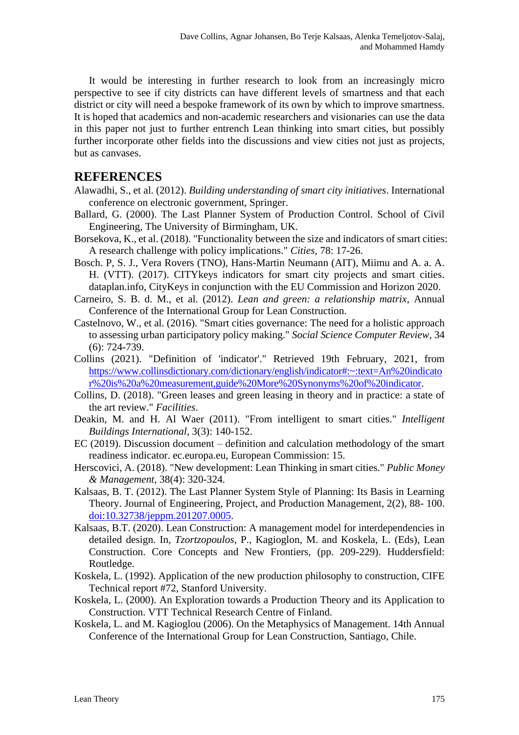It would be interesting in further research to look from an increasingly micro perspective to see if city districts can have different levels of smartness and that each district or city will need a bespoke framework of its own by which to improve smartness. It is hoped that academics and non-academic researchers and visionaries can use the data in this paper not just to further entrench Lean thinking into smart cities, but possibly further incorporate other fields into the discussions and view cities not just as projects, but as canvases.

## REFERENCES

Alawadhi, S., et al. (2012). *Building understanding of smart city initiatives*. International conference on electronic government, Springer.

Ballard, G. (2000). The Last Planner System of Production Control. School of Civil Engineering, The University of Birmingham, UK.

Borsekova, K., et al. (2018). "Functionality between the size and indicators of smart cities: A research challenge with policy implications." *Cities*, 78: 17-26.

Bosch. P, S. J., Vera Rovers (TNO), Hans-Martin Neumann (AIT), Miimu and A. a. A. H. (VTT). (2017). CITYkeys indicators for smart city projects and smart cities. dataplan.info, CityKeys in conjunction with the EU Commission and Horizon 2020.

Carneiro, S. B. d. M., et al. (2012). *Lean and green: a relationship matrix*, Annual Conference of the International Group for Lean Construction.

Castelnovo, W., et al. (2016). "Smart cities governance: The need for a holistic approach to assessing urban participatory policy making." *Social Science Computer Review*, 34 (6): 724-739.

Collins (2021). "Definition of 'indicator'." Retrieved 19th February, 2021, from https://www.collinsdictionary.com/dictionary/english/indicator#:~:text=An%20indicator%20is%20a%20measurement,guide%20More%20Synonyms%20of%20indicator.

Collins, D. (2018). "Green leases and green leasing in theory and in practice: a state of the art review." *Facilities*.

Deakin, M. and H. Al Waer (2011). "From intelligent to smart cities." *Intelligent Buildings International*, 3(3): 140-152.

EC (2019). Discussion document – definition and calculation methodology of the smart readiness indicator. ec.europa.eu, European Commission: 15.

Herscovici, A. (2018). "New development: Lean Thinking in smart cities." *Public Money & Management*, 38(4): 320-324.

Kalsaas, B. T. (2012). The Last Planner System Style of Planning: Its Basis in Learning Theory. Journal of Engineering, Project, and Production Management, 2(2), 88- 100. doi:10.32738/jeppm.201207.0005.

Kalsaas, B.T. (2020). Lean Construction: A management model for interdependencies in detailed design. In, *Tzortzopoulos*, P., Kagioglon, M. and Koskela, L. (Eds), Lean Construction. Core Concepts and New Frontiers, (pp. 209-229). Huddersfield: Routledge.

Koskela, L. (1992). Application of the new production philosophy to construction, CIFE Technical report #72, Stanford University.

Koskela, L. (2000). An Exploration towards a Production Theory and its Application to Construction. VTT Technical Research Centre of Finland.

Koskela, L. and M. Kagioglou (2006). On the Metaphysics of Management. 14th Annual Conference of the International Group for Lean Construction, Santiago, Chile.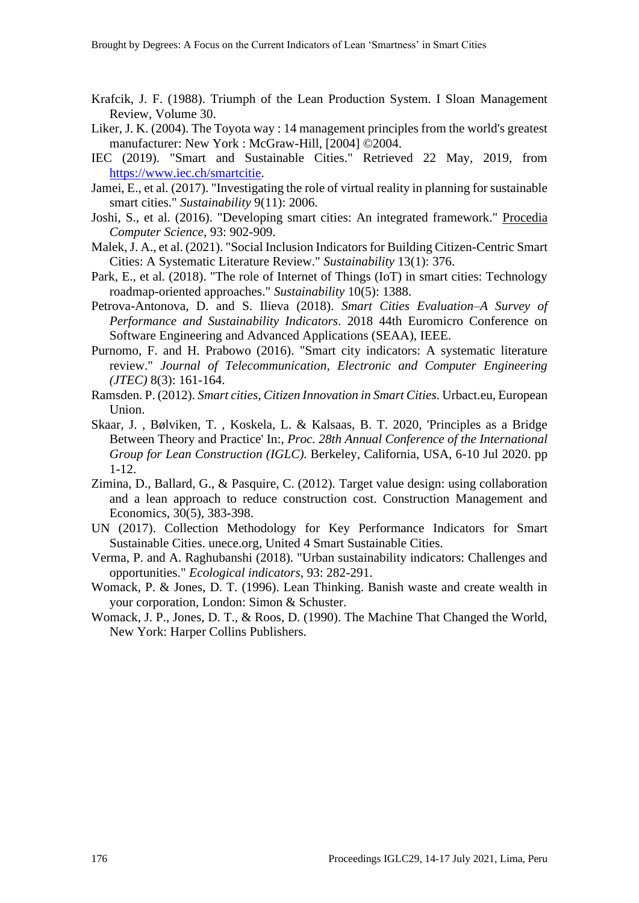Krafcik, J. F. (1988). Triumph of the Lean Production System. I Sloan Management Review, Volume 30.

Liker, J. K. (2004). The Toyota way : 14 management principles from the world's greatest manufacturer: New York : McGraw-Hill, [2004] ©2004.

IEC (2019). "Smart and Sustainable Cities." Retrieved 22 May, 2019, from https://www.iec.ch/smartcitie.

Jamei, E., et al. (2017). "Investigating the role of virtual reality in planning for sustainable smart cities." *Sustainability* 9(11): 2006.

Joshi, S., et al. (2016). "Developing smart cities: An integrated framework." Procedia *Computer Science*, 93: 902-909.

Malek, J. A., et al. (2021). "Social Inclusion Indicators for Building Citizen-Centric Smart Cities: A Systematic Literature Review." *Sustainability* 13(1): 376.

Park, E., et al. (2018). "The role of Internet of Things (IoT) in smart cities: Technology roadmap-oriented approaches." *Sustainability* 10(5): 1388.

Petrova-Antonova, D. and S. Ilieva (2018). *Smart Cities Evaluation–A Survey of Performance and Sustainability Indicators*. 2018 44th Euromicro Conference on Software Engineering and Advanced Applications (SEAA), IEEE.

Purnomo, F. and H. Prabowo (2016). "Smart city indicators: A systematic literature review." *Journal of Telecommunication, Electronic and Computer Engineering (JTEC)* 8(3): 161-164.

Ramsden. P. (2012). *Smart cities, Citizen Innovation in Smart Cities*. Urbact.eu, European Union.

Skaar, J. , Bølviken, T. , Koskela, L. & Kalsaas, B. T. 2020, 'Principles as a Bridge Between Theory and Practice' In:, *Proc. 28th Annual Conference of the International Group for Lean Construction (IGLC)*. Berkeley, California, USA, 6-10 Jul 2020. pp 1-12.

Zimina, D., Ballard, G., & Pasquire, C. (2012). Target value design: using collaboration and a lean approach to reduce construction cost. Construction Management and Economics, 30(5), 383-398.

UN (2017). Collection Methodology for Key Performance Indicators for Smart Sustainable Cities. unece.org, United 4 Smart Sustainable Cities.

Verma, P. and A. Raghubanshi (2018). "Urban sustainability indicators: Challenges and opportunities." *Ecological indicators*, 93: 282-291.

Womack, P. & Jones, D. T. (1996). Lean Thinking. Banish waste and create wealth in your corporation, London: Simon & Schuster.

Womack, J. P., Jones, D. T., & Roos, D. (1990). The Machine That Changed the World, New York: Harper Collins Publishers.